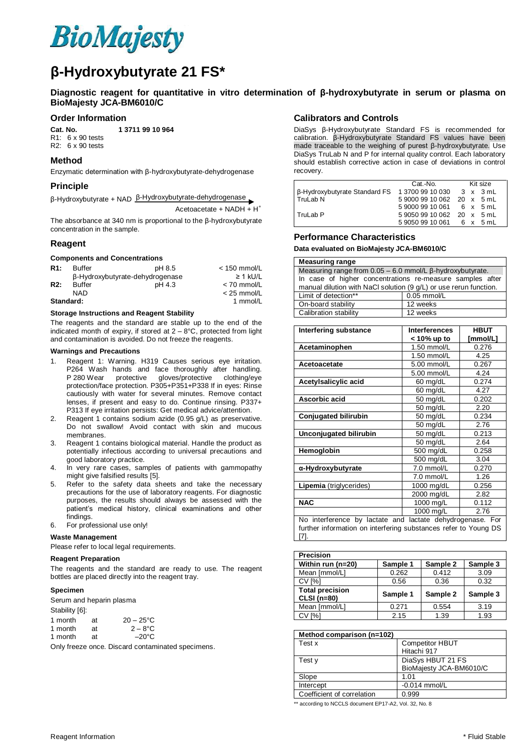BioMajesty

# β-Hydroxybutyrate 21 FS*

**Diagnostic reagent for quantitative in vitro determination of β-hydroxybutyrate in serum or plasma on BioMajesty JCA-BM6010/C**

## Order Information

**Cat. No. 1 3711 99 10 964**

R1: 6 x 90 tests
R2: 6 x 90 tests

## Method

Enzymatic determination with β-hydroxybutyrate-dehydrogenase

## Principle

$$\beta\text{-Hydroxybutyrate} + NAD \xrightarrow{\beta\text{-Hydroxybutyrate-dehydrogenase}} \text{Acetoacetate} + NADH + H^+$$

The absorbance at 340 nm is proportional to the β-hydroxybutyrate concentration in the sample.

## Reagent

### Components and Concentrations

| | | | |
|---|---|---|---|
| **R1:** | Buffer | pH 8.5 | < 150 mmol/L |
| | β-Hydroxybutyrate-dehydrogenase | | ≥ 1 kU/L |
| **R2:** | Buffer | pH 4.3 | < 70 mmol/L |
| | NAD | | < 25 mmol/L |
| **Standard:** | | | 1 mmol/L |

### Storage Instructions and Reagent Stability

The reagents and the standard are stable up to the end of the indicated month of expiry, if stored at 2 – 8°C, protected from light and contamination is avoided. Do not freeze the reagents.

### Warnings and Precautions

1. Reagent 1: Warning. H319 Causes serious eye irritation. P264 Wash hands and face thoroughly after handling. P 280 Wear protective gloves/protective clothing/eye protection/face protection. P305+P351+P338 If in eyes: Rinse cautiously with water for several minutes. Remove contact lenses, if present and easy to do. Continue rinsing. P337+ P313 If eye irritation persists: Get medical advice/attention.
2. Reagent 1 contains sodium azide (0.95 g/L) as preservative. Do not swallow! Avoid contact with skin and mucous membranes.
3. Reagent 1 contains biological material. Handle the product as potentially infectious according to universal precautions and good laboratory practice.
4. In very rare cases, samples of patients with gammopathy might give falsified results [5].
5. Refer to the safety data sheets and take the necessary precautions for the use of laboratory reagents. For diagnostic purposes, the results should always be assessed with the patient's medical history, clinical examinations and other findings.
6. For professional use only!

### Waste Management

Please refer to local legal requirements.

### Reagent Preparation

The reagents and the standard are ready to use. The reagent bottles are placed directly into the reagent tray.

### Specimen

Serum and heparin plasma

Stability [6]:

| | | |
|---|---|---|
| 1 month | at | 20 – 25°C |
| 1 month | at | 2 – 8°C |
| 1 month | at | –20°C |

Only freeze once. Discard contaminated specimens.

## Calibrators and Controls

DiaSys β-Hydroxybutyrate Standard FS is recommended for calibration. β-Hydroxybutyrate Standard FS values have been made traceable to the weighing of purest β-hydroxybutyrate. Use DiaSys TruLab N and P for internal quality control. Each laboratory should establish corrective action in case of deviations in control recovery.

| | Cat.-No. | Kit size |
|---|---|---|
| β-Hydroxybutyrate Standard FS | 1 3700 99 10 030 | 3 x 3 mL |
| TruLab N | 5 9000 99 10 062 | 20 x 5 mL |
| | 5 9000 99 10 061 | 6 x 5 mL |
| TruLab P | 5 9050 99 10 062 | 20 x 5 mL |
| | 5 9050 99 10 061 | 6 x 5 mL |

## Performance Characteristics

**Data evaluated on BioMajesty JCA-BM6010/C**

| **Measuring range** | |
|---|---|
| Measuring range from 0.05 – 6.0 mmol/L β-hydroxybutyrate. | |
| In case of higher concentrations re-measure samples after manual dilution with NaCl solution (9 g/L) or use rerun function. | |
| Limit of detection** | 0.05 mmol/L |
| On-board stability | 12 weeks |
| Calibration stability | 12 weeks |

| Interfering substance | Interferences < 10% up to | HBUT [mmol/L] |
|---|---|---|
| **Acetaminophen** | 1.50 mmol/L | 0.276 |
| | 1.50 mmol/L | 4.25 |
| **Acetoacetate** | 5.00 mmol/L | 0.267 |
| | 5.00 mmol/L | 4.24 |
| **Acetylsalicylic acid** | 60 mg/dL | 0.274 |
| | 60 mg/dL | 4.27 |
| **Ascorbic acid** | 50 mg/dL | 0.202 |
| | 50 mg/dL | 2.20 |
| **Conjugated bilirubin** | 50 mg/dL | 0.234 |
| | 50 mg/dL | 2.76 |
| **Unconjugated bilirubin** | 50 mg/dL | 0.213 |
| | 50 mg/dL | 2.64 |
| **Hemoglobin** | 500 mg/dL | 0.258 |
| | 500 mg/dL | 3.04 |
| **α-Hydroxybutyrate** | 7.0 mmol/L | 0.270 |
| | 7.0 mmol/L | 1.26 |
| **Lipemia** (triglycerides) | 1000 mg/dL | 0.256 |
| | 2000 mg/dL | 2.82 |
| **NAC** | 1000 mg/L | 0.112 |
| | 1000 mg/L | 2.76 |

No interference by lactate and lactate dehydrogenase. For further information on interfering substances refer to Young DS [7].

| **Precision** | | | |
|---|---|---|---|
| **Within run (n=20)** | **Sample 1** | **Sample 2** | **Sample 3** |
| Mean [mmol/L] | 0.262 | 0.412 | 3.09 |
| CV [%] | 0.56 | 0.36 | 0.32 |
| **Total precision CLSI (n=80)** | **Sample 1** | **Sample 2** | **Sample 3** |
| Mean [mmol/L] | 0.271 | 0.554 | 3.19 |
| CV [%] | 2.15 | 1.39 | 1.93 |

| **Method comparison (n=102)** | |
|---|---|
| Test x | Competitor HBUT Hitachi 917 |
| Test y | DiaSys HBUT 21 FS BioMajesty JCA-BM6010/C |
| Slope | 1.01 |
| Intercept | -0.014 mmol/L |
| Coefficient of correlation | 0.999 |

** according to NCCLS document EP17-A2, Vol. 32, No. 8

Reagent Information

\* Fluid Stable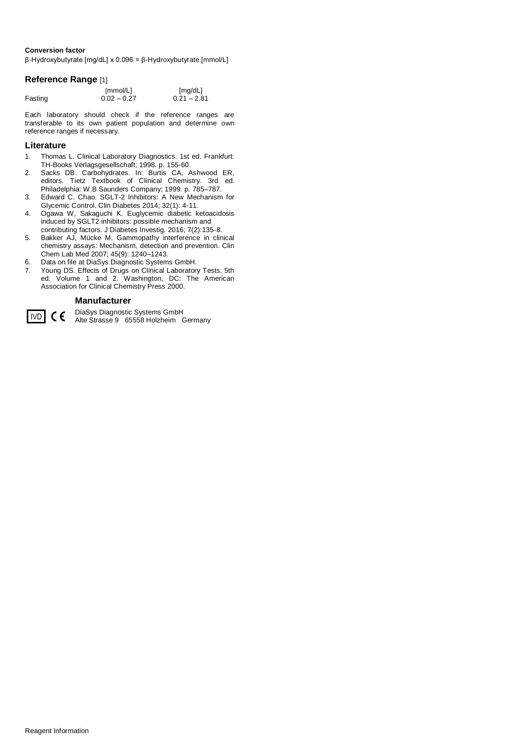**Conversion factor**

β-Hydroxybutyrate [mg/dL] x 0.096 = β-Hydroxybutyrate [mmol/L]

## Reference Range [1]

| | [mmol/L] | [mg/dL] |
|---|---|---|
| Fasting | 0.02 – 0.27 | 0.21 – 2.81 |

Each laboratory should check if the reference ranges are transferable to its own patient population and determine own reference ranges if necessary.

## Literature

1. Thomas L. Clinical Laboratory Diagnostics. 1st ed. Frankfurt: TH-Books Verlagsgesellschaft; 1998. p. 155-60.
2. Sacks DB. Carbohydrates. In: Burtis CA, Ashwood ER, editors. Tietz Textbook of Clinical Chemistry. 3rd ed. Philadelphia: W.B Saunders Company; 1999. p. 785–787.
3. Edward C. Chao. SGLT-2 Inhibitors: A New Mechanism for Glycemic Control. Clin Diabetes 2014; 32(1): 4-11.
4. Ogawa W, Sakaguchi K. Euglycemic diabetic ketoacidosis induced by SGLT2 inhibitors: possible mechanism and contributing factors. J Diabetes Investig. 2016; 7(2):135-8.
5. Bakker AJ, Mücke M. Gammopathy interference in clinical chemistry assays: Mechanism, detection and prevention. Clin Chem Lab Med 2007; 45(9): 1240–1243.
6. Data on file at DiaSys Diagnostic Systems GmbH.
7. Young DS. Effects of Drugs on Clinical Laboratory Tests. 5th ed. Volume 1 and 2. Washington, DC: The American Association for Clinical Chemistry Press 2000.

## Manufacturer

IVD CE

DiaSys Diagnostic Systems GmbH
Alte Strasse 9 65558 Holzheim Germany

Reagent Information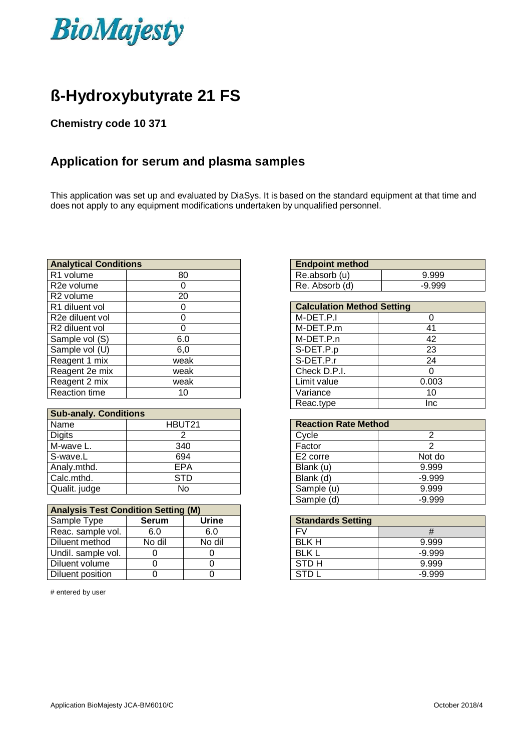BioMajesty

# ß-Hydroxybutyrate 21 FS

**Chemistry code 10 371**

## Application for serum and plasma samples

This application was set up and evaluated by DiaSys. It is based on the standard equipment at that time and does not apply to any equipment modifications undertaken by unqualified personnel.

| Analytical Conditions | |
|---|---|
| R1 volume | 80 |
| R2e volume | 0 |
| R2 volume | 20 |
| R1 diluent vol | 0 |
| R2e diluent vol | 0 |
| R2 diluent vol | 0 |
| Sample vol (S) | 6.0 |
| Sample vol (U) | 6,0 |
| Reagent 1 mix | weak |
| Reagent 2e mix | weak |
| Reagent 2 mix | weak |
| Reaction time | 10 |

| Sub-analy. Conditions | |
|---|---|
| Name | HBUT21 |
| Digits | 2 |
| M-wave L. | 340 |
| S-wave.L | 694 |
| Analy.mthd. | EPA |
| Calc.mthd. | STD |
| Qualit. judge | No |

| Analysis Test Condition Setting (M) | | |
|---|---|---|
| Sample Type | **Serum** | **Urine** |
| Reac. sample vol. | 6.0 | 6.0 |
| Diluent method | No dil | No dil |
| Undil. sample vol. | 0 | 0 |
| Diluent volume | 0 | 0 |
| Diluent position | 0 | 0 |

# entered by user

| Endpoint method | |
|---|---|
| Re.absorb (u) | 9.999 |
| Re. Absorb (d) | -9.999 |

| Calculation Method Setting | |
|---|---|
| M-DET.P.I | 0 |
| M-DET.P.m | 41 |
| M-DET.P.n | 42 |
| S-DET.P.p | 23 |
| S-DET.P.r | 24 |
| Check D.P.I. | 0 |
| Limit value | 0.003 |
| Variance | 10 |
| Reac.type | Inc |

| Reaction Rate Method | |
|---|---|
| Cycle | 2 |
| Factor | 2 |
| E2 corre | Not do |
| Blank (u) | 9.999 |
| Blank (d) | -9.999 |
| Sample (u) | 9.999 |
| Sample (d) | -9.999 |

| Standards Setting | |
|---|---|
| FV | # |
| BLK H | 9.999 |
| BLK L | -9.999 |
| STD H | 9.999 |
| STD L | -9.999 |

Application BioMajesty JCA-BM6010/C

October 2018/4